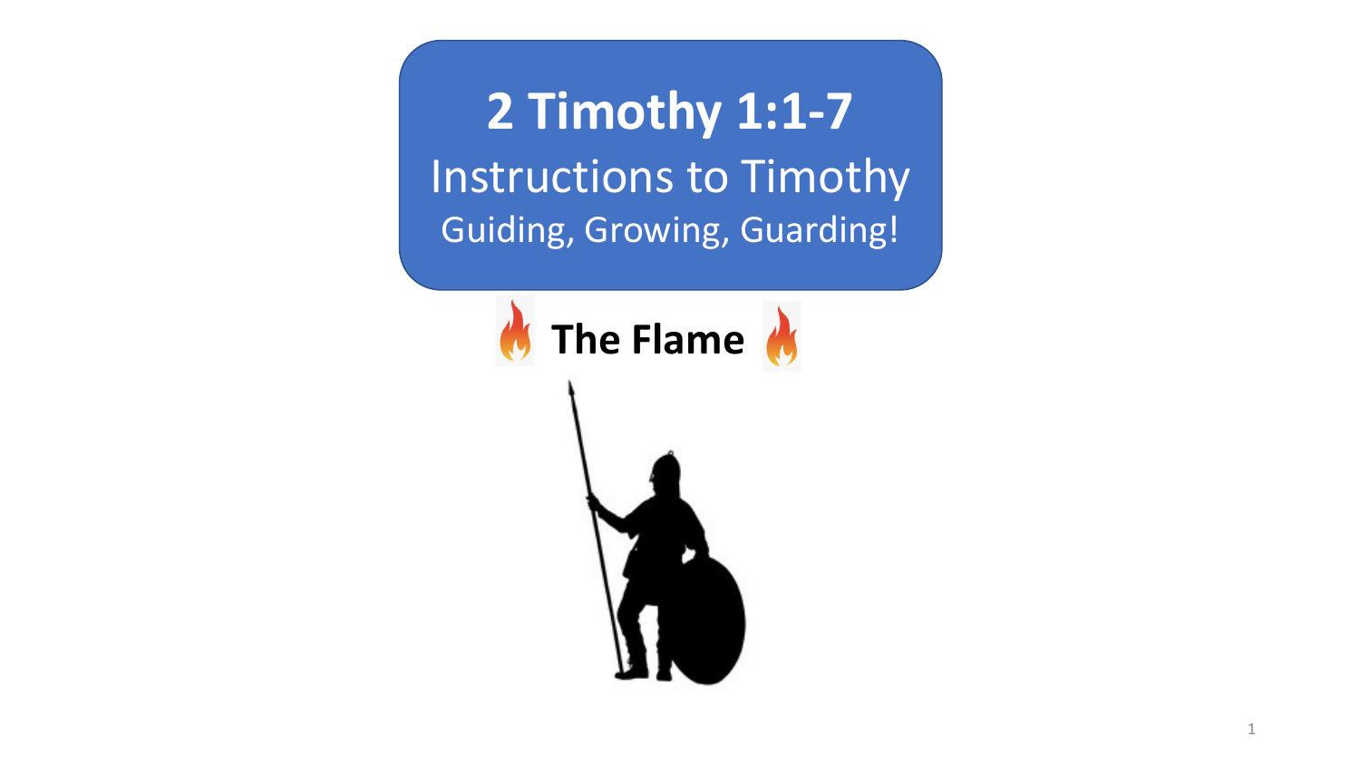# 2 Timothy 1:1-7

## Instructions to Timothy

### Guiding, Growing, Guarding!

**The Flame**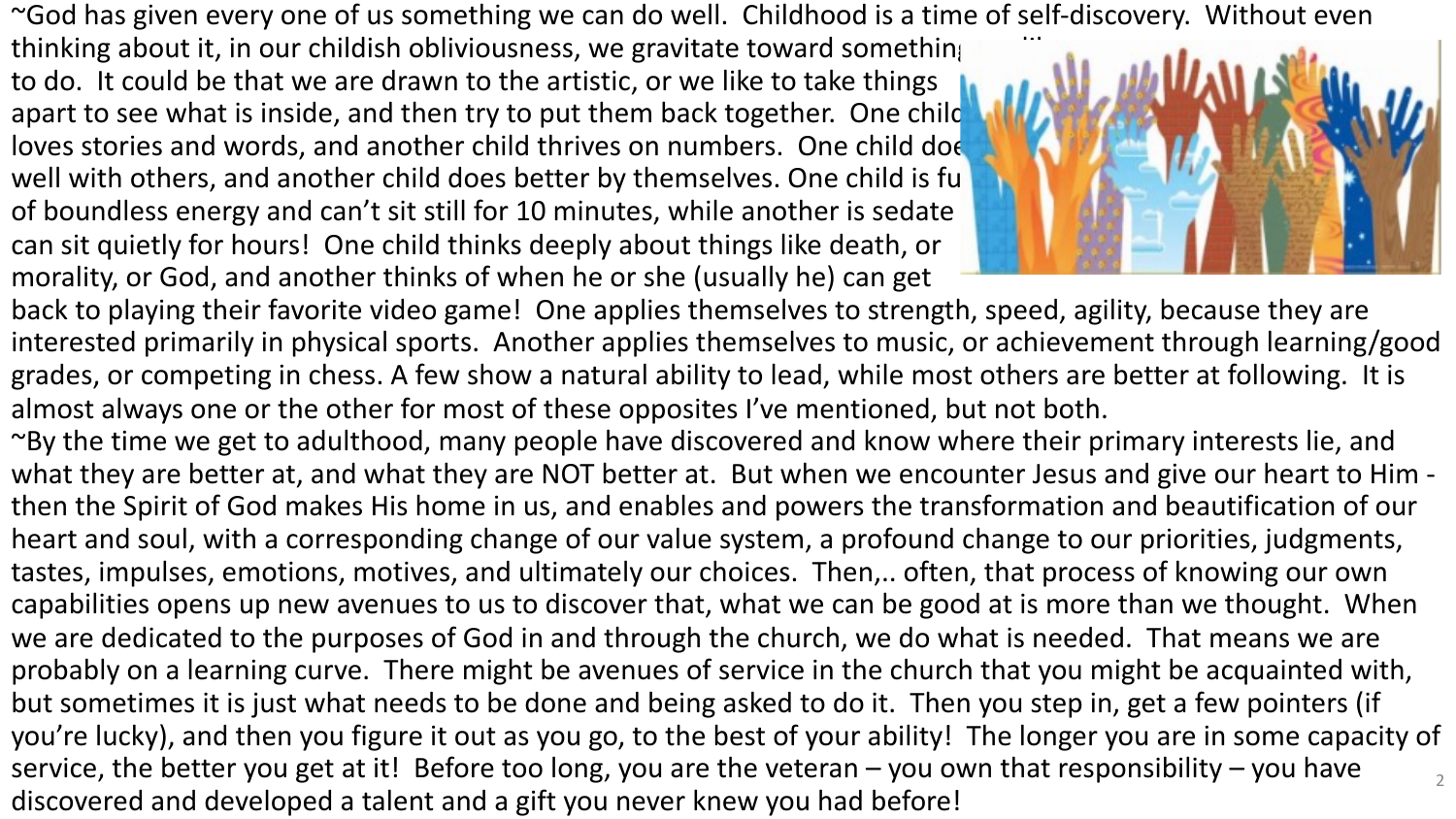~God has given every one of us something we can do well. Childhood is a time of self-discovery. Without even thinking about it, in our childish obliviousness, we gravitate toward something we like to do. It could be that we are drawn to the artistic, or we like to take things apart to see what is inside, and then try to put them back together. One child loves stories and words, and another child thrives on numbers. One child does well with others, and another child does better by themselves. One child is full of boundless energy and can't sit still for 10 minutes, while another is sedate and can sit quietly for hours! One child thinks deeply about things like death, or morality, or God, and another thinks of when he or she (usually he) can get back to playing their favorite video game! One applies themselves to strength, speed, agility, because they are interested primarily in physical sports. Another applies themselves to music, or achievement through learning/good grades, or competing in chess. A few show a natural ability to lead, while most others are better at following. It is almost always one or the other for most of these opposites I've mentioned, but not both.

~By the time we get to adulthood, many people have discovered and know where their primary interests lie, and what they are better at, and what they are NOT better at. But when we encounter Jesus and give our heart to Him - then the Spirit of God makes His home in us, and enables and powers the transformation and beautification of our heart and soul, with a corresponding change of our value system, a profound change to our priorities, judgments, tastes, impulses, emotions, motives, and ultimately our choices. Then,.. often, that process of knowing our own capabilities opens up new avenues to us to discover that, what we can be good at is more than we thought. When we are dedicated to the purposes of God in and through the church, we do what is needed. That means we are probably on a learning curve. There might be avenues of service in the church that you might be acquainted with, but sometimes it is just what needs to be done and being asked to do it. Then you step in, get a few pointers (if you're lucky), and then you figure it out as you go, to the best of your ability! The longer you are in some capacity of service, the better you get at it! Before too long, you are the veteran – you own that responsibility – you have discovered and developed a talent and a gift you never knew you had before!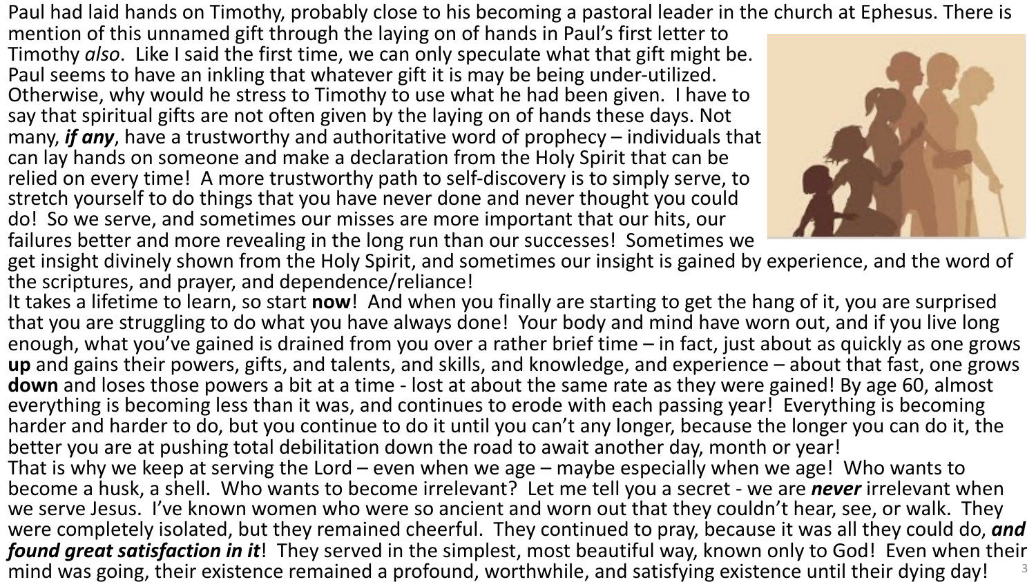Paul had laid hands on Timothy, probably close to his becoming a pastoral leader in the church at Ephesus. There is mention of this unnamed gift through the laying on of hands in Paul's first letter to Timothy *also*. Like I said the first time, we can only speculate what that gift might be. Paul seems to have an inkling that whatever gift it is may be being under-utilized. Otherwise, why would he stress to Timothy to use what he had been given. I have to say that spiritual gifts are not often given by the laying on of hands these days. Not many, ***if any***, have a trustworthy and authoritative word of prophecy – individuals that can lay hands on someone and make a declaration from the Holy Spirit that can be relied on every time! A more trustworthy path to self-discovery is to simply serve, to stretch yourself to do things that you have never done and never thought you could do! So we serve, and sometimes our misses are more important that our hits, our failures better and more revealing in the long run than our successes! Sometimes we get insight divinely shown from the Holy Spirit, and sometimes our insight is gained by experience, and the word of the scriptures, and prayer, and dependence/reliance!

It takes a lifetime to learn, so start **now**! And when you finally are starting to get the hang of it, you are surprised that you are struggling to do what you have always done! Your body and mind have worn out, and if you live long enough, what you've gained is drained from you over a rather brief time – in fact, just about as quickly as one grows **up** and gains their powers, gifts, and talents, and skills, and knowledge, and experience – about that fast, one grows **down** and loses those powers a bit at a time - lost at about the same rate as they were gained! By age 60, almost everything is becoming less than it was, and continues to erode with each passing year! Everything is becoming harder and harder to do, but you continue to do it until you can't any longer, because the longer you can do it, the better you are at pushing total debilitation down the road to await another day, month or year!

That is why we keep at serving the Lord – even when we age – maybe especially when we age! Who wants to become a husk, a shell. Who wants to become irrelevant? Let me tell you a secret - we are ***never*** irrelevant when we serve Jesus. I've known women who were so ancient and worn out that they couldn't hear, see, or walk. They were completely isolated, but they remained cheerful. They continued to pray, because it was all they could do, ***and found great satisfaction in it***! They served in the simplest, most beautiful way, known only to God! Even when their mind was going, their existence remained a profound, worthwhile, and satisfying existence until their dying day!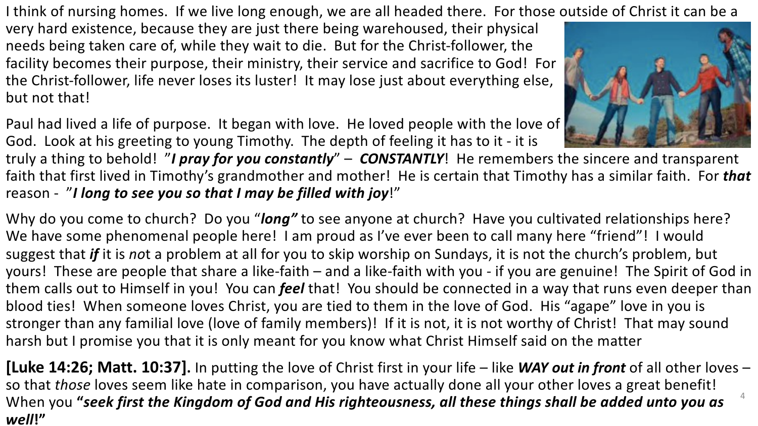I think of nursing homes. If we live long enough, we are all headed there. For those outside of Christ it can be a very hard existence, because they are just there being warehoused, their physical needs being taken care of, while they wait to die. But for the Christ-follower, the facility becomes their purpose, their ministry, their service and sacrifice to God! For the Christ-follower, life never loses its luster! It may lose just about everything else, but not that!

Paul had lived a life of purpose. It began with love. He loved people with the love of God. Look at his greeting to young Timothy. The depth of feeling it has to it - it is truly a thing to behold! "***I pray for you constantly***" – ***CONSTANTLY***! He remembers the sincere and transparent faith that first lived in Timothy's grandmother and mother! He is certain that Timothy has a similar faith. For ***that*** reason - "***I long to see you so that I may be filled with joy***!"

Why do you come to church? Do you "***long***" to see anyone at church? Have you cultivated relationships here? We have some phenomenal people here! I am proud as I've ever been to call many here "friend"! I would suggest that ***if*** it is *no*t a problem at all for you to skip worship on Sundays, it is not the church's problem, but yours! These are people that share a like-faith – and a like-faith with you - if you are genuine! The Spirit of God in them calls out to Himself in you! You can ***feel*** that! You should be connected in a way that runs even deeper than blood ties! When someone loves Christ, you are tied to them in the love of God. His "agape" love in you is stronger than any familial love (love of family members)! If it is not, it is not worthy of Christ! That may sound harsh but I promise you that it is only meant for you know what Christ Himself said on the matter

**[Luke 14:26; Matt. 10:37].** In putting the love of Christ first in your life – like ***WAY out in front*** of all other loves – so that *those* loves seem like hate in comparison, you have actually done all your other loves a great benefit! When you **"*seek first the Kingdom of God and His righteousness, all these things shall be added unto you as well*!"**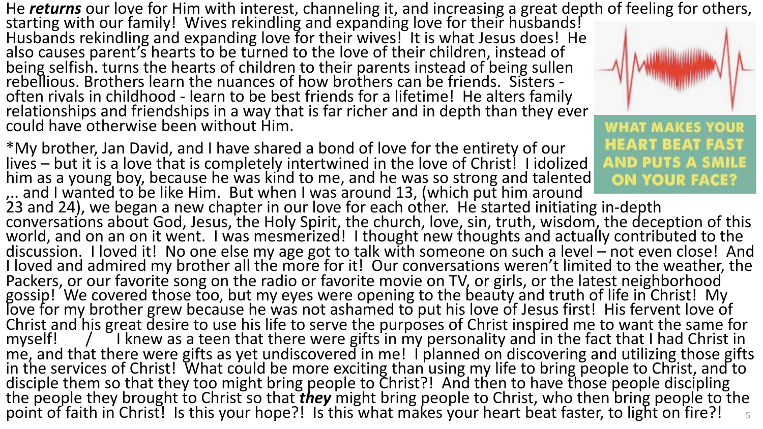He ***returns*** our love for Him with interest, channeling it, and increasing a great depth of feeling for others, starting with our family! Wives rekindling and expanding love for their husbands! Husbands rekindling and expanding love for their wives! It is what Jesus does! He also causes parent's hearts to be turned to the love of their children, instead of being selfish. turns the hearts of children to their parents instead of being sullen rebellious. Brothers learn the nuances of how brothers can be friends. Sisters - often rivals in childhood - learn to be best friends for a lifetime! He alters family relationships and friendships in a way that is far richer and in depth than they ever could have otherwise been without Him.

WHAT MAKES YOUR HEART BEAT FAST AND PUTS A SMILE ON YOUR FACE?

*My brother, Jan David, and I have shared a bond of love for the entirety of our lives – but it is a love that is completely intertwined in the love of Christ! I idolized him as a young boy, because he was kind to me, and he was so strong and talented ,.. and I wanted to be like Him. But when I was around 13, (which put him around 23 and 24), we began a new chapter in our love for each other. He started initiating in-depth conversations about God, Jesus, the Holy Spirit, the church, love, sin, truth, wisdom, the deception of this world, and on an on it went. I was mesmerized! I thought new thoughts and actually contributed to the discussion. I loved it! No one else my age got to talk with someone on such a level – not even close! And I loved and admired my brother all the more for it! Our conversations weren't limited to the weather, the Packers, or our favorite song on the radio or favorite movie on TV, or girls, or the latest neighborhood gossip! We covered those too, but my eyes were opening to the beauty and truth of life in Christ! My love for my brother grew because he was not ashamed to put his love of Jesus first! His fervent love of Christ and his great desire to use his life to serve the purposes of Christ inspired me to want the same for myself! / I knew as a teen that there were gifts in my personality and in the fact that I had Christ in me, and that there were gifts as yet undiscovered in me! I planned on discovering and utilizing those gifts in the services of Christ! What could be more exciting than using my life to bring people to Christ, and to disciple them so that they too might bring people to Christ?! And then to have those people discipling the people they brought to Christ so that ***they*** might bring people to Christ, who then bring people to the point of faith in Christ! Is this your hope?! Is this what makes your heart beat faster, to light on fire?!